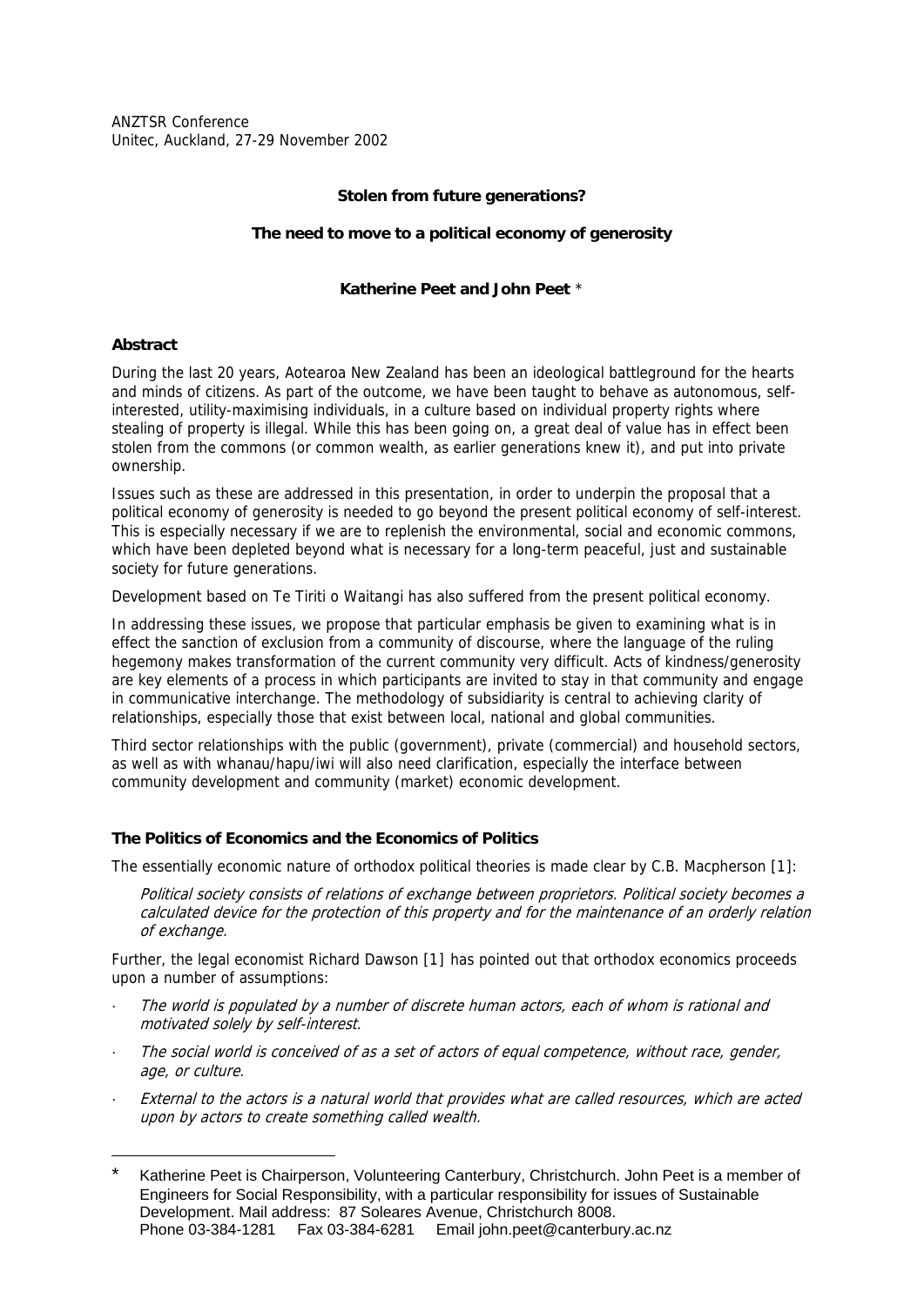ANZTSR Conference
Unitec, Auckland, 27-29 November 2002

# Stolen from future generations?

## The need to move to a political economy of generosity

**Katherine Peet and John Peet** *

### Abstract

During the last 20 years, Aotearoa New Zealand has been an ideological battleground for the hearts and minds of citizens. As part of the outcome, we have been taught to behave as autonomous, self-interested, utility-maximising individuals, in a culture based on individual property rights where stealing of property is illegal. While this has been going on, a great deal of value has in effect been stolen from the commons (or common wealth, as earlier generations knew it), and put into private ownership.

Issues such as these are addressed in this presentation, in order to underpin the proposal that a political economy of generosity is needed to go beyond the present political economy of self-interest. This is especially necessary if we are to replenish the environmental, social and economic commons, which have been depleted beyond what is necessary for a long-term peaceful, just and sustainable society for future generations.

Development based on Te Tiriti o Waitangi has also suffered from the present political economy.

In addressing these issues, we propose that particular emphasis be given to examining what is in effect the sanction of exclusion from a community of discourse, where the language of the ruling hegemony makes transformation of the current community very difficult. Acts of kindness/generosity are key elements of a process in which participants are invited to stay in that community and engage in communicative interchange. The methodology of subsidiarity is central to achieving clarity of relationships, especially those that exist between local, national and global communities.

Third sector relationships with the public (government), private (commercial) and household sectors, as well as with whanau/hapu/iwi will also need clarification, especially the interface between community development and community (market) economic development.

### The Politics of Economics and the Economics of Politics

The essentially economic nature of orthodox political theories is made clear by C.B. Macpherson [1]:

> *Political society consists of relations of exchange between proprietors. Political society becomes a calculated device for the protection of this property and for the maintenance of an orderly relation of exchange.*

Further, the legal economist Richard Dawson [1] has pointed out that orthodox economics proceeds upon a number of assumptions:

- *The world is populated by a number of discrete human actors, each of whom is rational and motivated solely by self-interest.*
- *The social world is conceived of as a set of actors of equal competence, without race, gender, age, or culture.*
- *External to the actors is a natural world that provides what are called resources, which are acted upon by actors to create something called wealth.*

---

\* Katherine Peet is Chairperson, Volunteering Canterbury, Christchurch. John Peet is a member of Engineers for Social Responsibility, with a particular responsibility for issues of Sustainable Development. Mail address: 87 Soleares Avenue, Christchurch 8008.
Phone 03-384-1281 Fax 03-384-6281 Email john.peet@canterbury.ac.nz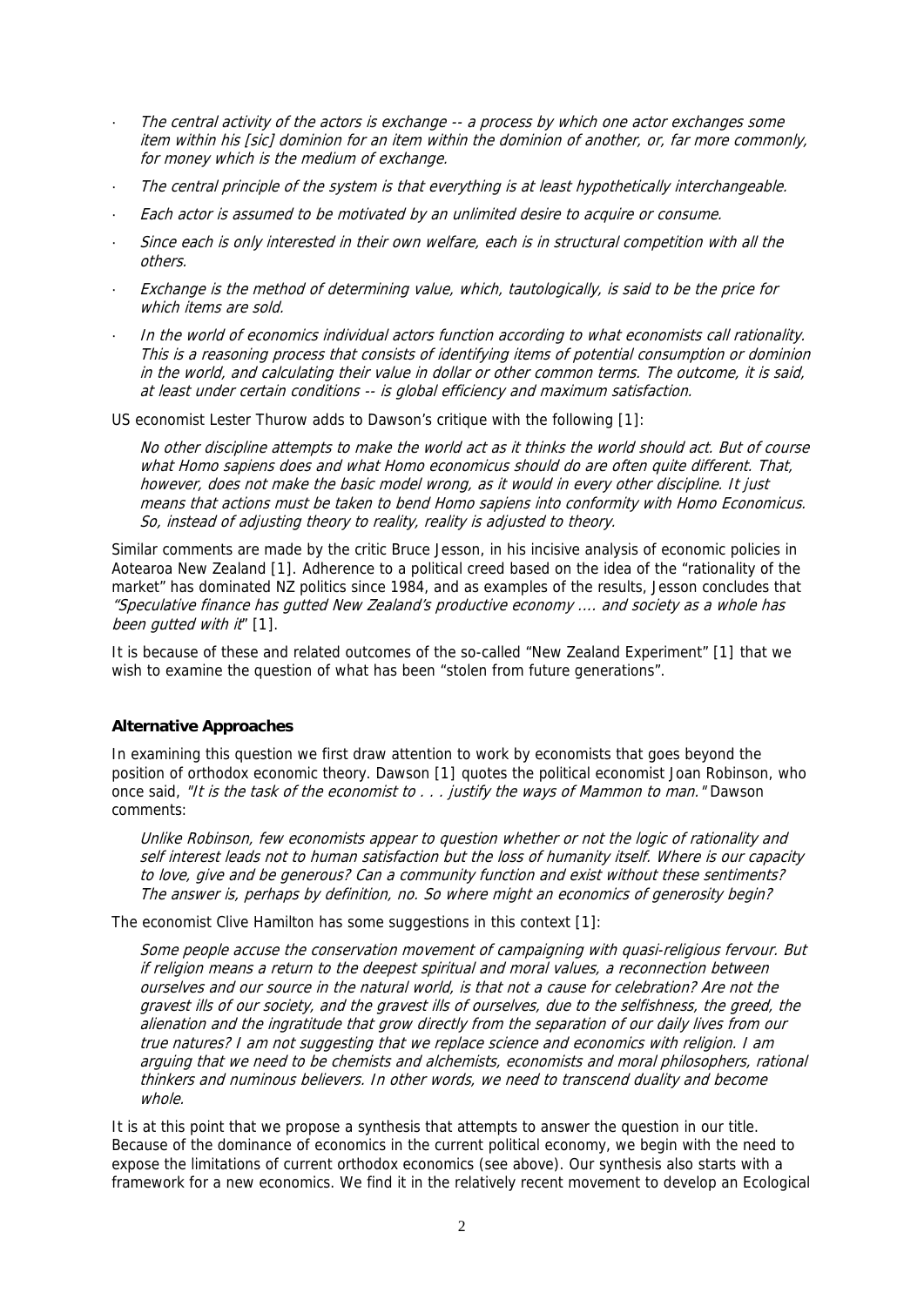- *The central activity of the actors is exchange -- a process by which one actor exchanges some item within his [sic] dominion for an item within the dominion of another, or, far more commonly, for money which is the medium of exchange.*
- *The central principle of the system is that everything is at least hypothetically interchangeable.*
- *Each actor is assumed to be motivated by an unlimited desire to acquire or consume.*
- *Since each is only interested in their own welfare, each is in structural competition with all the others.*
- *Exchange is the method of determining value, which, tautologically, is said to be the price for which items are sold.*
- *In the world of economics individual actors function according to what economists call rationality. This is a reasoning process that consists of identifying items of potential consumption or dominion in the world, and calculating their value in dollar or other common terms. The outcome, it is said, at least under certain conditions -- is global efficiency and maximum satisfaction.*

US economist Lester Thurow adds to Dawson's critique with the following [1]:

> *No other discipline attempts to make the world act as it thinks the world should act. But of course what Homo sapiens does and what Homo economicus should do are often quite different. That, however, does not make the basic model wrong, as it would in every other discipline. It just means that actions must be taken to bend Homo sapiens into conformity with Homo Economicus. So, instead of adjusting theory to reality, reality is adjusted to theory.*

Similar comments are made by the critic Bruce Jesson, in his incisive analysis of economic policies in Aotearoa New Zealand [1]. Adherence to a political creed based on the idea of the "rationality of the market" has dominated NZ politics since 1984, and as examples of the results, Jesson concludes that *"Speculative finance has gutted New Zealand's productive economy .... and society as a whole has been gutted with it"* [1].

It is because of these and related outcomes of the so-called "New Zealand Experiment" [1] that we wish to examine the question of what has been "stolen from future generations".

**Alternative Approaches**

In examining this question we first draw attention to work by economists that goes beyond the position of orthodox economic theory. Dawson [1] quotes the political economist Joan Robinson, who once said, *"It is the task of the economist to . . . justify the ways of Mammon to man."* Dawson comments:

> *Unlike Robinson, few economists appear to question whether or not the logic of rationality and self interest leads not to human satisfaction but the loss of humanity itself. Where is our capacity to love, give and be generous? Can a community function and exist without these sentiments? The answer is, perhaps by definition, no. So where might an economics of generosity begin?*

The economist Clive Hamilton has some suggestions in this context [1]:

> *Some people accuse the conservation movement of campaigning with quasi-religious fervour. But if religion means a return to the deepest spiritual and moral values, a reconnection between ourselves and our source in the natural world, is that not a cause for celebration? Are not the gravest ills of our society, and the gravest ills of ourselves, due to the selfishness, the greed, the alienation and the ingratitude that grow directly from the separation of our daily lives from our true natures? I am not suggesting that we replace science and economics with religion. I am arguing that we need to be chemists and alchemists, economists and moral philosophers, rational thinkers and numinous believers. In other words, we need to transcend duality and become whole.*

It is at this point that we propose a synthesis that attempts to answer the question in our title. Because of the dominance of economics in the current political economy, we begin with the need to expose the limitations of current orthodox economics (see above). Our synthesis also starts with a framework for a new economics. We find it in the relatively recent movement to develop an Ecological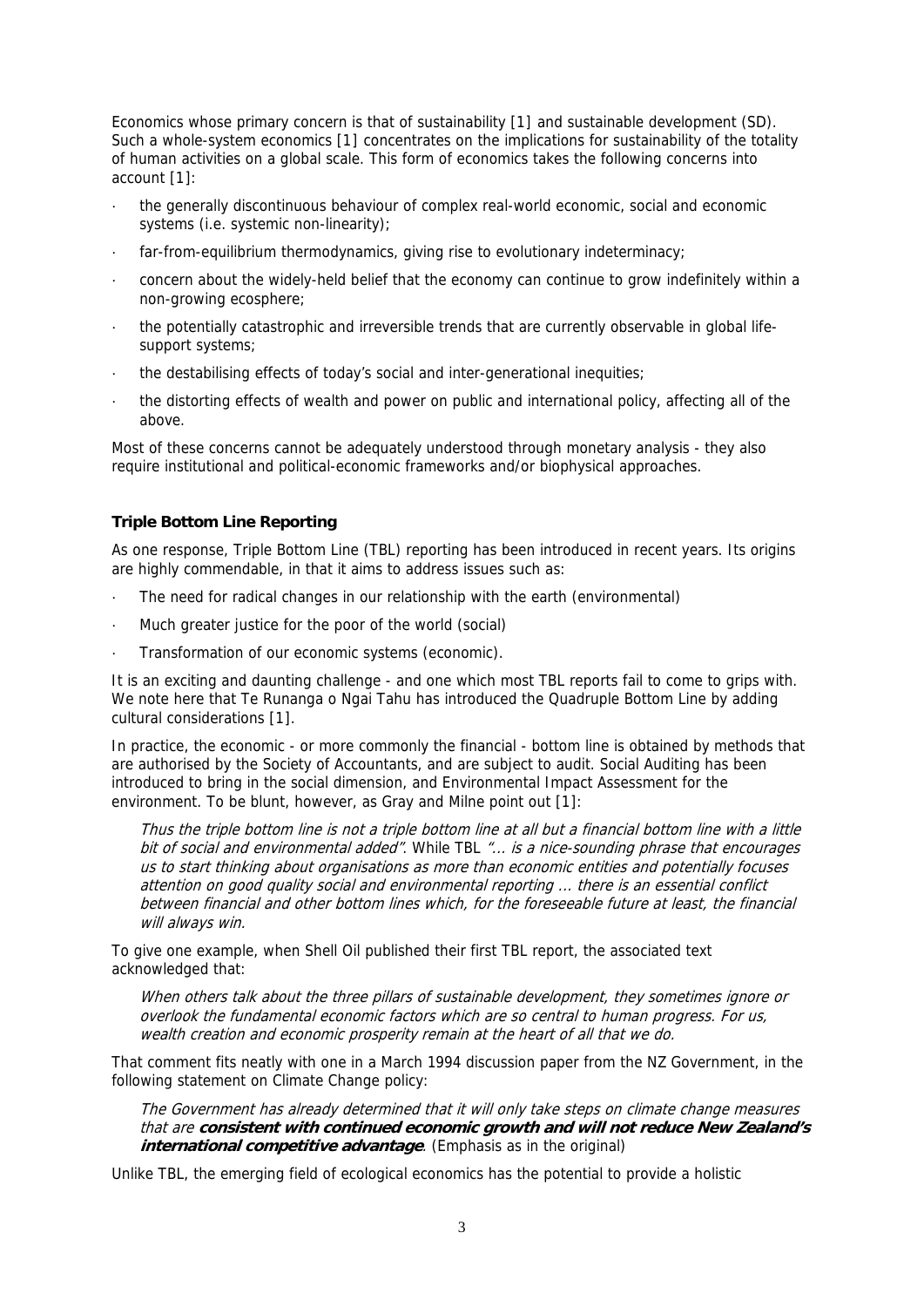Economics whose primary concern is that of sustainability [1] and sustainable development (SD). Such a whole-system economics [1] concentrates on the implications for sustainability of the totality of human activities on a global scale. This form of economics takes the following concerns into account [1]:

- the generally discontinuous behaviour of complex real-world economic, social and economic systems (i.e. systemic non-linearity);
- far-from-equilibrium thermodynamics, giving rise to evolutionary indeterminacy;
- concern about the widely-held belief that the economy can continue to grow indefinitely within a non-growing ecosphere;
- the potentially catastrophic and irreversible trends that are currently observable in global life-support systems;
- the destabilising effects of today's social and inter-generational inequities;
- the distorting effects of wealth and power on public and international policy, affecting all of the above.

Most of these concerns cannot be adequately understood through monetary analysis - they also require institutional and political-economic frameworks and/or biophysical approaches.

### Triple Bottom Line Reporting

As one response, Triple Bottom Line (TBL) reporting has been introduced in recent years. Its origins are highly commendable, in that it aims to address issues such as:

- The need for radical changes in our relationship with the earth (environmental)
- Much greater justice for the poor of the world (social)
- Transformation of our economic systems (economic).

It is an exciting and daunting challenge - and one which most TBL reports fail to come to grips with. We note here that Te Runanga o Ngai Tahu has introduced the Quadruple Bottom Line by adding cultural considerations [1].

In practice, the economic - or more commonly the financial - bottom line is obtained by methods that are authorised by the Society of Accountants, and are subject to audit. Social Auditing has been introduced to bring in the social dimension, and Environmental Impact Assessment for the environment. To be blunt, however, as Gray and Milne point out [1]:

> *Thus the triple bottom line is not a triple bottom line at all but a financial bottom line with a little bit of social and environmental added".* While TBL *"... is a nice-sounding phrase that encourages us to start thinking about organisations as more than economic entities and potentially focuses attention on good quality social and environmental reporting ... there is an essential conflict between financial and other bottom lines which, for the foreseeable future at least, the financial will always win.*

To give one example, when Shell Oil published their first TBL report, the associated text acknowledged that:

> *When others talk about the three pillars of sustainable development, they sometimes ignore or overlook the fundamental economic factors which are so central to human progress. For us, wealth creation and economic prosperity remain at the heart of all that we do.*

That comment fits neatly with one in a March 1994 discussion paper from the NZ Government, in the following statement on Climate Change policy:

> *The Government has already determined that it will only take steps on climate change measures that are* ***consistent with continued economic growth and will not reduce New Zealand's international competitive advantage****.* (Emphasis as in the original)

Unlike TBL, the emerging field of ecological economics has the potential to provide a holistic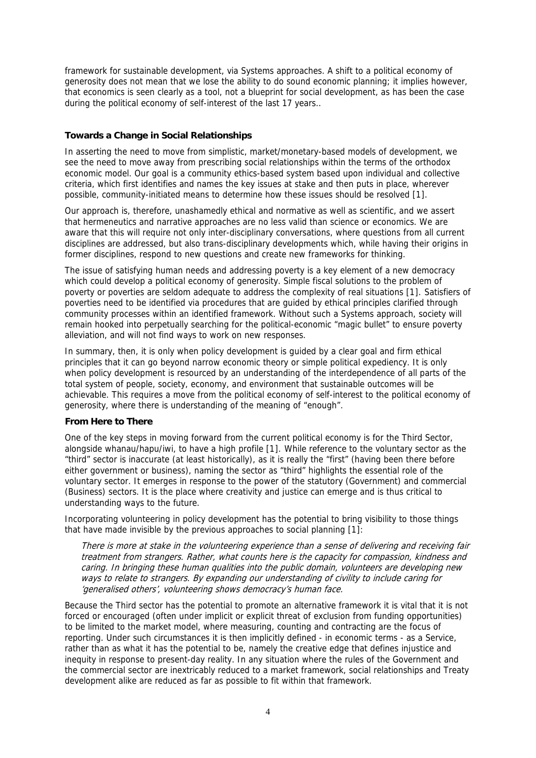framework for sustainable development, via Systems approaches. A shift to a political economy of generosity does not mean that we lose the ability to do sound economic planning; it implies however, that economics is seen clearly as a tool, not a blueprint for social development, as has been the case during the political economy of self-interest of the last 17 years..

### Towards a Change in Social Relationships

In asserting the need to move from simplistic, market/monetary-based models of development, we see the need to move away from prescribing social relationships within the terms of the orthodox economic model. Our goal is a community ethics-based system based upon individual and collective criteria, which first identifies and names the key issues at stake and then puts in place, wherever possible, community-initiated means to determine how these issues should be resolved [1].

Our approach is, therefore, unashamedly ethical and normative as well as scientific, and we assert that hermeneutics and narrative approaches are no less valid than science or economics. We are aware that this will require not only inter-disciplinary conversations, where questions from all current disciplines are addressed, but also trans-disciplinary developments which, while having their origins in former disciplines, respond to new questions and create new frameworks for thinking.

The issue of satisfying human needs and addressing poverty is a key element of a new democracy which could develop a political economy of generosity. Simple fiscal solutions to the problem of poverty or poverties are seldom adequate to address the complexity of real situations [1]. Satisfiers of poverties need to be identified via procedures that are guided by ethical principles clarified through community processes within an identified framework. Without such a Systems approach, society will remain hooked into perpetually searching for the political-economic "magic bullet" to ensure poverty alleviation, and will not find ways to work on new responses.

In summary, then, it is only when policy development is guided by a clear goal and firm ethical principles that it can go beyond narrow economic theory or simple political expediency. It is only when policy development is resourced by an understanding of the interdependence of all parts of the total system of people, society, economy, and environment that sustainable outcomes will be achievable. This requires a move from the political economy of self-interest to the political economy of generosity, where there is understanding of the meaning of "enough".

### From Here to There

One of the key steps in moving forward from the current political economy is for the Third Sector, alongside whanau/hapu/iwi, to have a high profile [1]. While reference to the voluntary sector as the "third" sector is inaccurate (at least historically), as it is really the "first" (having been there before either government or business), naming the sector as "third" highlights the essential role of the voluntary sector. It emerges in response to the power of the statutory (Government) and commercial (Business) sectors. It is the place where creativity and justice can emerge and is thus critical to understanding ways to the future.

Incorporating volunteering in policy development has the potential to bring visibility to those things that have made invisible by the previous approaches to social planning [1]:

> *There is more at stake in the volunteering experience than a sense of delivering and receiving fair treatment from strangers. Rather, what counts here is the capacity for compassion, kindness and caring. In bringing these human qualities into the public domain, volunteers are developing new ways to relate to strangers. By expanding our understanding of civility to include caring for 'generalised others', volunteering shows democracy's human face.*

Because the Third sector has the potential to promote an alternative framework it is vital that it is not forced or encouraged (often under implicit or explicit threat of exclusion from funding opportunities) to be limited to the market model, where measuring, counting and contracting are the focus of reporting. Under such circumstances it is then implicitly defined - in economic terms - as a Service, rather than as what it has the potential to be, namely the creative edge that defines injustice and inequity in response to present-day reality. In any situation where the rules of the Government and the commercial sector are inextricably reduced to a market framework, social relationships and Treaty development alike are reduced as far as possible to fit within that framework.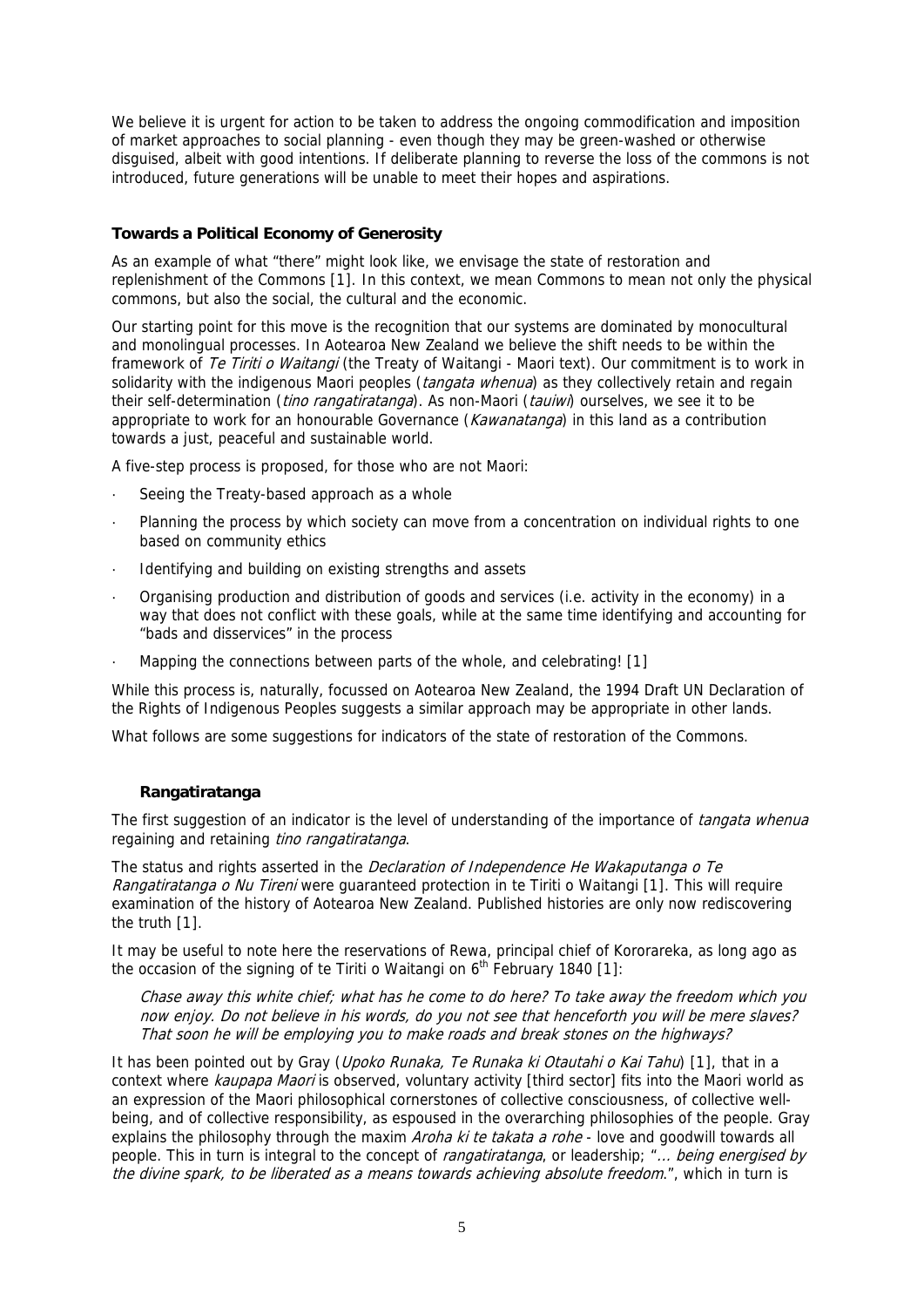We believe it is urgent for action to be taken to address the ongoing commodification and imposition of market approaches to social planning - even though they may be green-washed or otherwise disguised, albeit with good intentions. If deliberate planning to reverse the loss of the commons is not introduced, future generations will be unable to meet their hopes and aspirations.

## Towards a Political Economy of Generosity

As an example of what "there" might look like, we envisage the state of restoration and replenishment of the Commons [1]. In this context, we mean Commons to mean not only the physical commons, but also the social, the cultural and the economic.

Our starting point for this move is the recognition that our systems are dominated by monocultural and monolingual processes. In Aotearoa New Zealand we believe the shift needs to be within the framework of *Te Tiriti o Waitangi* (the Treaty of Waitangi - Maori text). Our commitment is to work in solidarity with the indigenous Maori peoples (*tangata whenua*) as they collectively retain and regain their self-determination (*tino rangatiratanga*). As non-Maori (*tauiwi*) ourselves, we see it to be appropriate to work for an honourable Governance (*Kawanatanga*) in this land as a contribution towards a just, peaceful and sustainable world.

A five-step process is proposed, for those who are not Maori:

- Seeing the Treaty-based approach as a whole
- Planning the process by which society can move from a concentration on individual rights to one based on community ethics
- Identifying and building on existing strengths and assets
- Organising production and distribution of goods and services (i.e. activity in the economy) in a way that does not conflict with these goals, while at the same time identifying and accounting for "bads and disservices" in the process
- Mapping the connections between parts of the whole, and celebrating! [1]

While this process is, naturally, focussed on Aotearoa New Zealand, the 1994 Draft UN Declaration of the Rights of Indigenous Peoples suggests a similar approach may be appropriate in other lands.

What follows are some suggestions for indicators of the state of restoration of the Commons.

### Rangatiratanga

The first suggestion of an indicator is the level of understanding of the importance of *tangata whenua* regaining and retaining *tino rangatiratanga*.

The status and rights asserted in the *Declaration of Independence He Wakaputanga o Te Rangatiratanga o Nu Tireni* were guaranteed protection in te Tiriti o Waitangi [1]. This will require examination of the history of Aotearoa New Zealand. Published histories are only now rediscovering the truth [1].

It may be useful to note here the reservations of Rewa, principal chief of Kororareka, as long ago as the occasion of the signing of te Tiriti o Waitangi on 6th February 1840 [1]:

> *Chase away this white chief; what has he come to do here? To take away the freedom which you now enjoy. Do not believe in his words, do you not see that henceforth you will be mere slaves? That soon he will be employing you to make roads and break stones on the highways?*

It has been pointed out by Gray (*Upoko Runaka, Te Runaka ki Otautahi o Kai Tahu*) [1], that in a context where *kaupapa Maori* is observed, voluntary activity [third sector] fits into the Maori world as an expression of the Maori philosophical cornerstones of collective consciousness, of collective well-being, and of collective responsibility, as espoused in the overarching philosophies of the people. Gray explains the philosophy through the maxim *Aroha ki te takata a rohe* - love and goodwill towards all people. This in turn is integral to the concept of *rangatiratanga*, or leadership; "*... being energised by the divine spark, to be liberated as a means towards achieving absolute freedom.*", which in turn is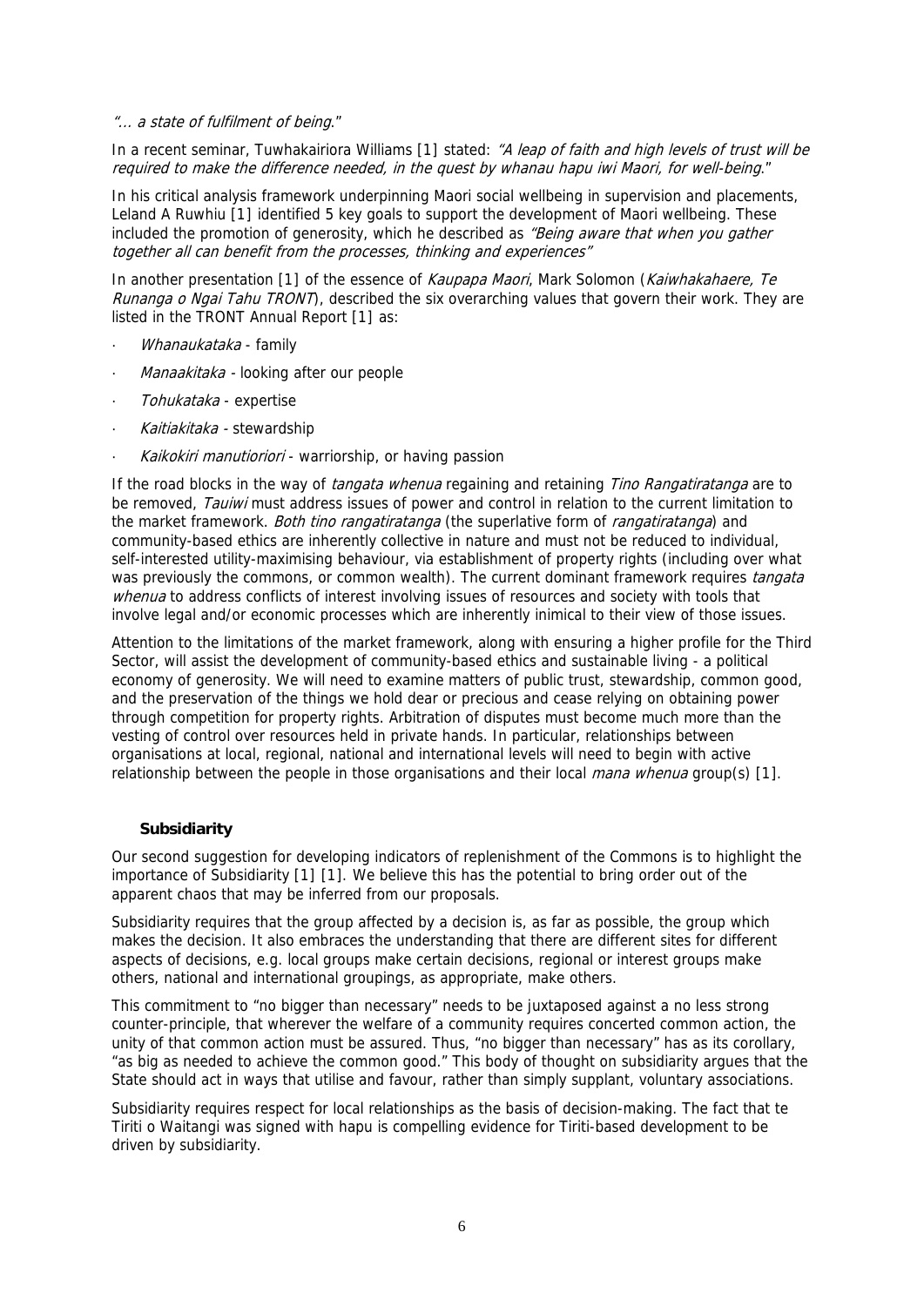*"… a state of fulfilment of being."*

In a recent seminar, Tuwhakairiora Williams [1] stated: *"A leap of faith and high levels of trust will be required to make the difference needed, in the quest by whanau hapu iwi Maori, for well-being."*

In his critical analysis framework underpinning Maori social wellbeing in supervision and placements, Leland A Ruwhiu [1] identified 5 key goals to support the development of Maori wellbeing. These included the promotion of generosity, which he described as *"Being aware that when you gather together all can benefit from the processes, thinking and experiences"*

In another presentation [1] of the essence of *Kaupapa Maori*, Mark Solomon (*Kaiwhakahaere, Te Runanga o Ngai Tahu TRONT*), described the six overarching values that govern their work. They are listed in the TRONT Annual Report [1] as:

- *Whanaukataka* - family
- *Manaakitaka* - looking after our people
- *Tohukataka* - expertise
- *Kaitiakitaka* - stewardship
- *Kaikokiri manutioriori* - warriorship, or having passion

If the road blocks in the way of *tangata whenua* regaining and retaining *Tino Rangatiratanga* are to be removed, *Tauiwi* must address issues of power and control in relation to the current limitation to the market framework. *Both tino rangatiratanga* (the superlative form of *rangatiratanga*) and community-based ethics are inherently collective in nature and must not be reduced to individual, self-interested utility-maximising behaviour, via establishment of property rights (including over what was previously the commons, or common wealth). The current dominant framework requires *tangata whenua* to address conflicts of interest involving issues of resources and society with tools that involve legal and/or economic processes which are inherently inimical to their view of those issues.

Attention to the limitations of the market framework, along with ensuring a higher profile for the Third Sector, will assist the development of community-based ethics and sustainable living - a political economy of generosity. We will need to examine matters of public trust, stewardship, common good, and the preservation of the things we hold dear or precious and cease relying on obtaining power through competition for property rights. Arbitration of disputes must become much more than the vesting of control over resources held in private hands. In particular, relationships between organisations at local, regional, national and international levels will need to begin with active relationship between the people in those organisations and their local *mana whenua* group(s) [1].

### Subsidiarity

Our second suggestion for developing indicators of replenishment of the Commons is to highlight the importance of Subsidiarity [1] [1]. We believe this has the potential to bring order out of the apparent chaos that may be inferred from our proposals.

Subsidiarity requires that the group affected by a decision is, as far as possible, the group which makes the decision. It also embraces the understanding that there are different sites for different aspects of decisions, e.g. local groups make certain decisions, regional or interest groups make others, national and international groupings, as appropriate, make others.

This commitment to "no bigger than necessary" needs to be juxtaposed against a no less strong counter-principle, that wherever the welfare of a community requires concerted common action, the unity of that common action must be assured. Thus, "no bigger than necessary" has as its corollary, "as big as needed to achieve the common good." This body of thought on subsidiarity argues that the State should act in ways that utilise and favour, rather than simply supplant, voluntary associations.

Subsidiarity requires respect for local relationships as the basis of decision-making. The fact that te Tiriti o Waitangi was signed with hapu is compelling evidence for Tiriti-based development to be driven by subsidiarity.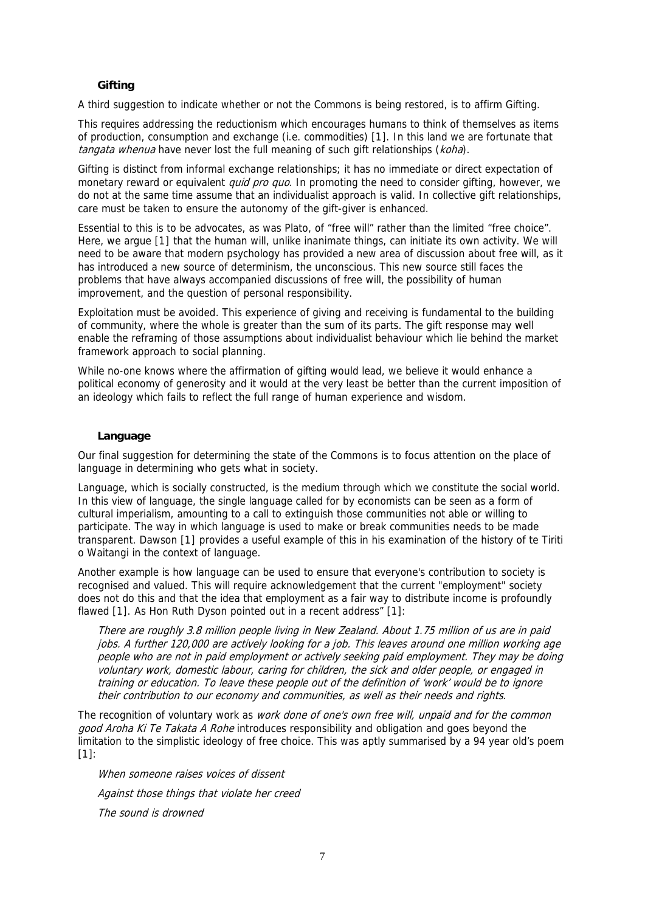### Gifting

A third suggestion to indicate whether or not the Commons is being restored, is to affirm Gifting.

This requires addressing the reductionism which encourages humans to think of themselves as items of production, consumption and exchange (i.e. commodities) [1]. In this land we are fortunate that *tangata whenua* have never lost the full meaning of such gift relationships (*koha*).

Gifting is distinct from informal exchange relationships; it has no immediate or direct expectation of monetary reward or equivalent *quid pro quo*. In promoting the need to consider gifting, however, we do not at the same time assume that an individualist approach is valid. In collective gift relationships, care must be taken to ensure the autonomy of the gift-giver is enhanced.

Essential to this is to be advocates, as was Plato, of "free will" rather than the limited "free choice". Here, we argue [1] that the human will, unlike inanimate things, can initiate its own activity. We will need to be aware that modern psychology has provided a new area of discussion about free will, as it has introduced a new source of determinism, the unconscious. This new source still faces the problems that have always accompanied discussions of free will, the possibility of human improvement, and the question of personal responsibility.

Exploitation must be avoided. This experience of giving and receiving is fundamental to the building of community, where the whole is greater than the sum of its parts. The gift response may well enable the reframing of those assumptions about individualist behaviour which lie behind the market framework approach to social planning.

While no-one knows where the affirmation of gifting would lead, we believe it would enhance a political economy of generosity and it would at the very least be better than the current imposition of an ideology which fails to reflect the full range of human experience and wisdom.

### Language

Our final suggestion for determining the state of the Commons is to focus attention on the place of language in determining who gets what in society.

Language, which is socially constructed, is the medium through which we constitute the social world. In this view of language, the single language called for by economists can be seen as a form of cultural imperialism, amounting to a call to extinguish those communities not able or willing to participate. The way in which language is used to make or break communities needs to be made transparent. Dawson [1] provides a useful example of this in his examination of the history of te Tiriti o Waitangi in the context of language.

Another example is how language can be used to ensure that everyone's contribution to society is recognised and valued. This will require acknowledgement that the current "employment" society does not do this and that the idea that employment as a fair way to distribute income is profoundly flawed [1]. As Hon Ruth Dyson pointed out in a recent address" [1]:

> *There are roughly 3.8 million people living in New Zealand. About 1.75 million of us are in paid jobs. A further 120,000 are actively looking for a job. This leaves around one million working age people who are not in paid employment or actively seeking paid employment. They may be doing voluntary work, domestic labour, caring for children, the sick and older people, or engaged in training or education. To leave these people out of the definition of 'work' would be to ignore their contribution to our economy and communities, as well as their needs and rights.*

The recognition of voluntary work as *work done of one's own free will, unpaid and for the common good Aroha Ki Te Takata A Rohe* introduces responsibility and obligation and goes beyond the limitation to the simplistic ideology of free choice. This was aptly summarised by a 94 year old's poem [1]:

> *When someone raises voices of dissent*
>
> *Against those things that violate her creed*
>
> *The sound is drowned*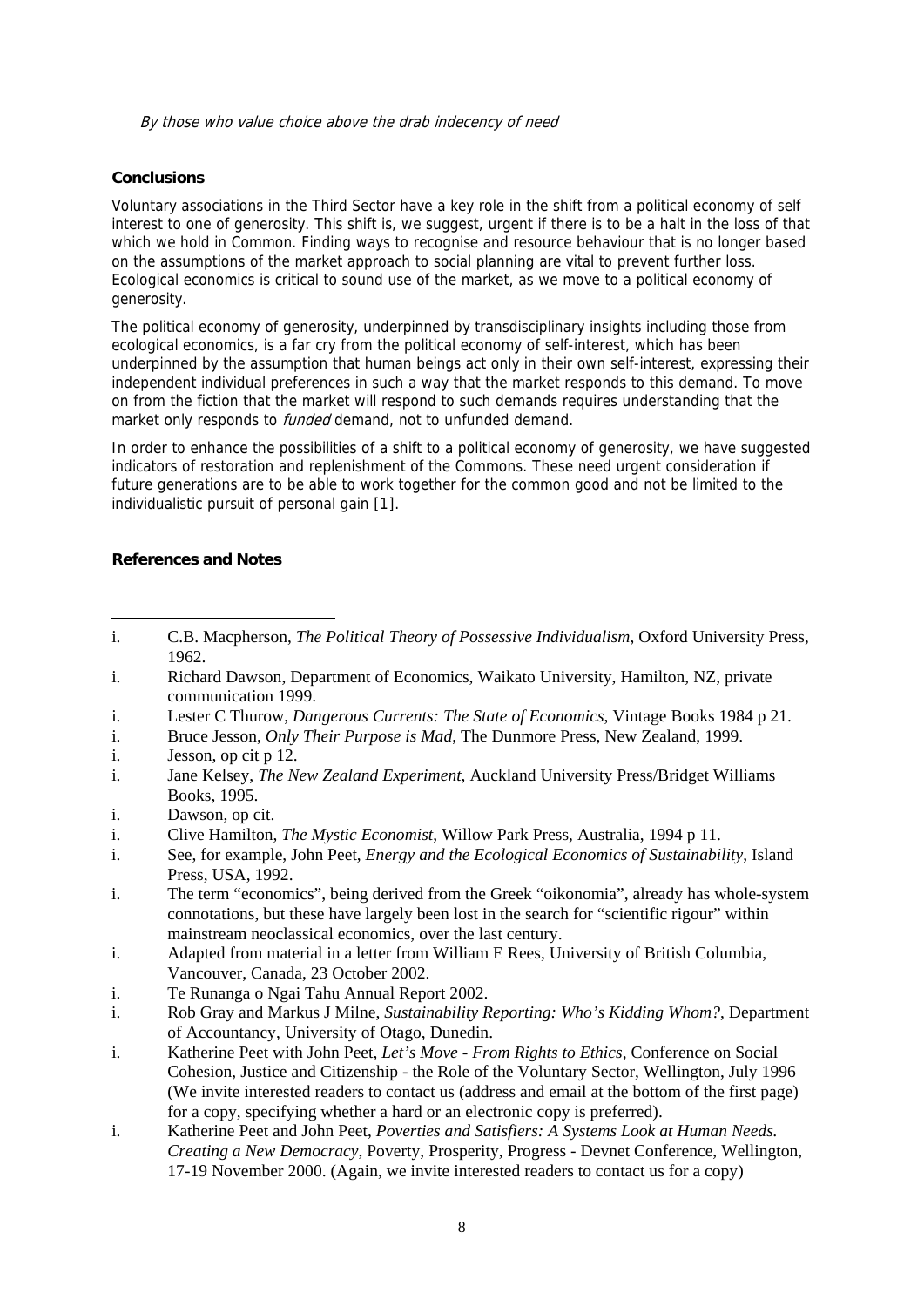*By those who value choice above the drab indecency of need*

**Conclusions**

Voluntary associations in the Third Sector have a key role in the shift from a political economy of self interest to one of generosity. This shift is, we suggest, urgent if there is to be a halt in the loss of that which we hold in Common. Finding ways to recognise and resource behaviour that is no longer based on the assumptions of the market approach to social planning are vital to prevent further loss. Ecological economics is critical to sound use of the market, as we move to a political economy of generosity.

The political economy of generosity, underpinned by transdisciplinary insights including those from ecological economics, is a far cry from the political economy of self-interest, which has been underpinned by the assumption that human beings act only in their own self-interest, expressing their independent individual preferences in such a way that the market responds to this demand. To move on from the fiction that the market will respond to such demands requires understanding that the market only responds to *funded* demand, not to unfunded demand.

In order to enhance the possibilities of a shift to a political economy of generosity, we have suggested indicators of restoration and replenishment of the Commons. These need urgent consideration if future generations are to be able to work together for the common good and not be limited to the individualistic pursuit of personal gain [1].

**References and Notes**

---

i. C.B. Macpherson, *The Political Theory of Possessive Individualism*, Oxford University Press, 1962.

i. Richard Dawson, Department of Economics, Waikato University, Hamilton, NZ, private communication 1999.

i. Lester C Thurow, *Dangerous Currents: The State of Economics*, Vintage Books 1984 p 21.

i. Bruce Jesson, *Only Their Purpose is Mad*, The Dunmore Press, New Zealand, 1999.

i. Jesson, op cit p 12.

i. Jane Kelsey, *The New Zealand Experiment*, Auckland University Press/Bridget Williams Books, 1995.

i. Dawson, op cit.

i. Clive Hamilton, *The Mystic Economist*, Willow Park Press, Australia, 1994 p 11.

i. See, for example, John Peet, *Energy and the Ecological Economics of Sustainability*, Island Press, USA, 1992.

i. The term "economics", being derived from the Greek "oikonomia", already has whole-system connotations, but these have largely been lost in the search for "scientific rigour" within mainstream neoclassical economics, over the last century.

i. Adapted from material in a letter from William E Rees, University of British Columbia, Vancouver, Canada, 23 October 2002.

i. Te Runanga o Ngai Tahu Annual Report 2002.

i. Rob Gray and Markus J Milne, *Sustainability Reporting: Who's Kidding Whom?*, Department of Accountancy, University of Otago, Dunedin.

i. Katherine Peet with John Peet, *Let's Move - From Rights to Ethics*, Conference on Social Cohesion, Justice and Citizenship - the Role of the Voluntary Sector, Wellington, July 1996 (We invite interested readers to contact us (address and email at the bottom of the first page) for a copy, specifying whether a hard or an electronic copy is preferred).

i. Katherine Peet and John Peet, *Poverties and Satisfiers: A Systems Look at Human Needs. Creating a New Democracy*, Poverty, Prosperity, Progress - Devnet Conference, Wellington, 17-19 November 2000. (Again, we invite interested readers to contact us for a copy)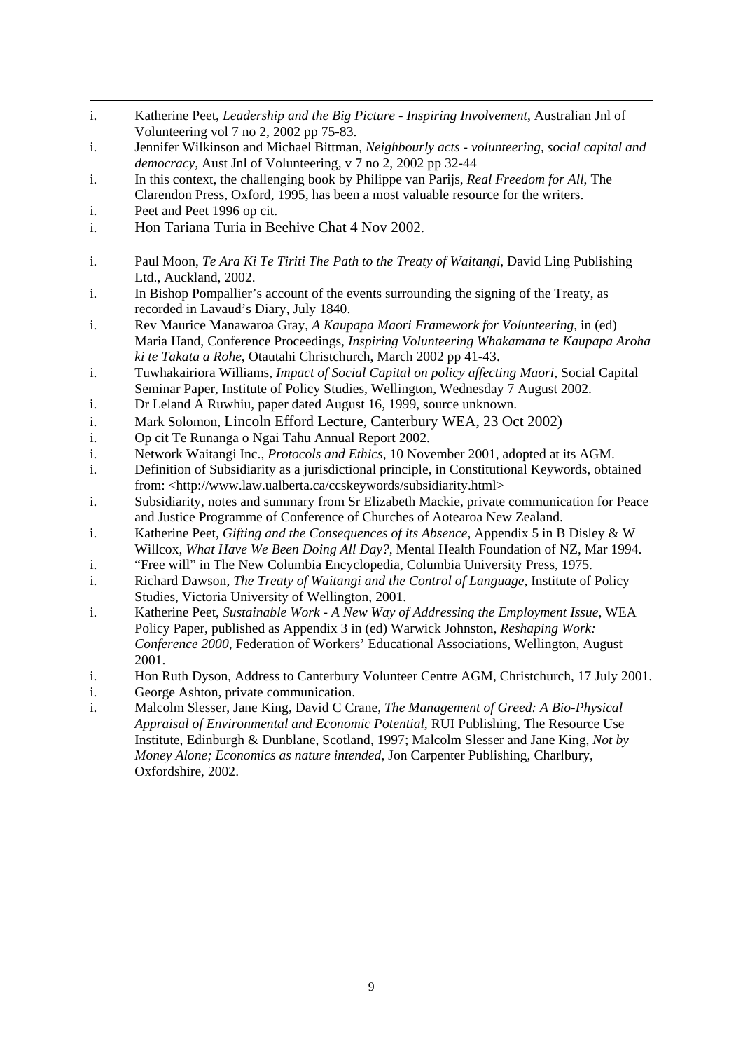---

i. Katherine Peet, *Leadership and the Big Picture - Inspiring Involvement*, Australian Jnl of Volunteering vol 7 no 2, 2002 pp 75-83.

i. Jennifer Wilkinson and Michael Bittman, *Neighbourly acts - volunteering, social capital and democracy*, Aust Jnl of Volunteering, v 7 no 2, 2002 pp 32-44

i. In this context, the challenging book by Philippe van Parijs, *Real Freedom for All*, The Clarendon Press, Oxford, 1995, has been a most valuable resource for the writers.

i. Peet and Peet 1996 op cit.

i. Hon Tariana Turia in Beehive Chat 4 Nov 2002.

i. Paul Moon, *Te Ara Ki Te Tiriti The Path to the Treaty of Waitangi*, David Ling Publishing Ltd., Auckland, 2002.

i. In Bishop Pompallier's account of the events surrounding the signing of the Treaty, as recorded in Lavaud's Diary, July 1840.

i. Rev Maurice Manawaroa Gray, *A Kaupapa Maori Framework for Volunteering*, in (ed) Maria Hand, Conference Proceedings, *Inspiring Volunteering Whakamana te Kaupapa Aroha ki te Takata a Rohe*, Otautahi Christchurch, March 2002 pp 41-43.

i. Tuwhakairiora Williams, *Impact of Social Capital on policy affecting Maori*, Social Capital Seminar Paper, Institute of Policy Studies, Wellington, Wednesday 7 August 2002.

i. Dr Leland A Ruwhiu, paper dated August 16, 1999, source unknown.

i. Mark Solomon, Lincoln Efford Lecture, Canterbury WEA, 23 Oct 2002)

i. Op cit Te Runanga o Ngai Tahu Annual Report 2002.

i. Network Waitangi Inc., *Protocols and Ethics*, 10 November 2001, adopted at its AGM.

i. Definition of Subsidiarity as a jurisdictional principle, in Constitutional Keywords, obtained from: <http://www.law.ualberta.ca/ccskeywords/subsidiarity.html>

i. Subsidiarity, notes and summary from Sr Elizabeth Mackie, private communication for Peace and Justice Programme of Conference of Churches of Aotearoa New Zealand.

i. Katherine Peet, *Gifting and the Consequences of its Absence*, Appendix 5 in B Disley & W Willcox, *What Have We Been Doing All Day?*, Mental Health Foundation of NZ, Mar 1994.

i. "Free will" in The New Columbia Encyclopedia, Columbia University Press, 1975.

i. Richard Dawson, *The Treaty of Waitangi and the Control of Language*, Institute of Policy Studies, Victoria University of Wellington, 2001.

i. Katherine Peet, *Sustainable Work - A New Way of Addressing the Employment Issue*, WEA Policy Paper, published as Appendix 3 in (ed) Warwick Johnston, *Reshaping Work: Conference 2000*, Federation of Workers' Educational Associations, Wellington, August 2001.

i. Hon Ruth Dyson, Address to Canterbury Volunteer Centre AGM, Christchurch, 17 July 2001.

i. George Ashton, private communication.

i. Malcolm Slesser, Jane King, David C Crane, *The Management of Greed: A Bio-Physical Appraisal of Environmental and Economic Potential*, RUI Publishing, The Resource Use Institute, Edinburgh & Dunblane, Scotland, 1997; Malcolm Slesser and Jane King, *Not by Money Alone; Economics as nature intended*, Jon Carpenter Publishing, Charlbury, Oxfordshire, 2002.